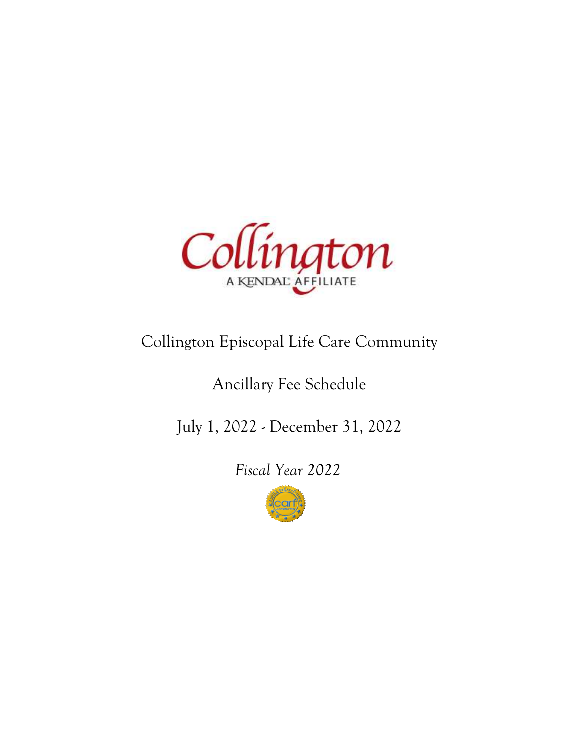Collington

A KENDAL AFFILIATE

# Collington Episcopal Life Care Community

## Ancillary Fee Schedule

## July 1, 2022 - December 31, 2022

*Fiscal Year 2022*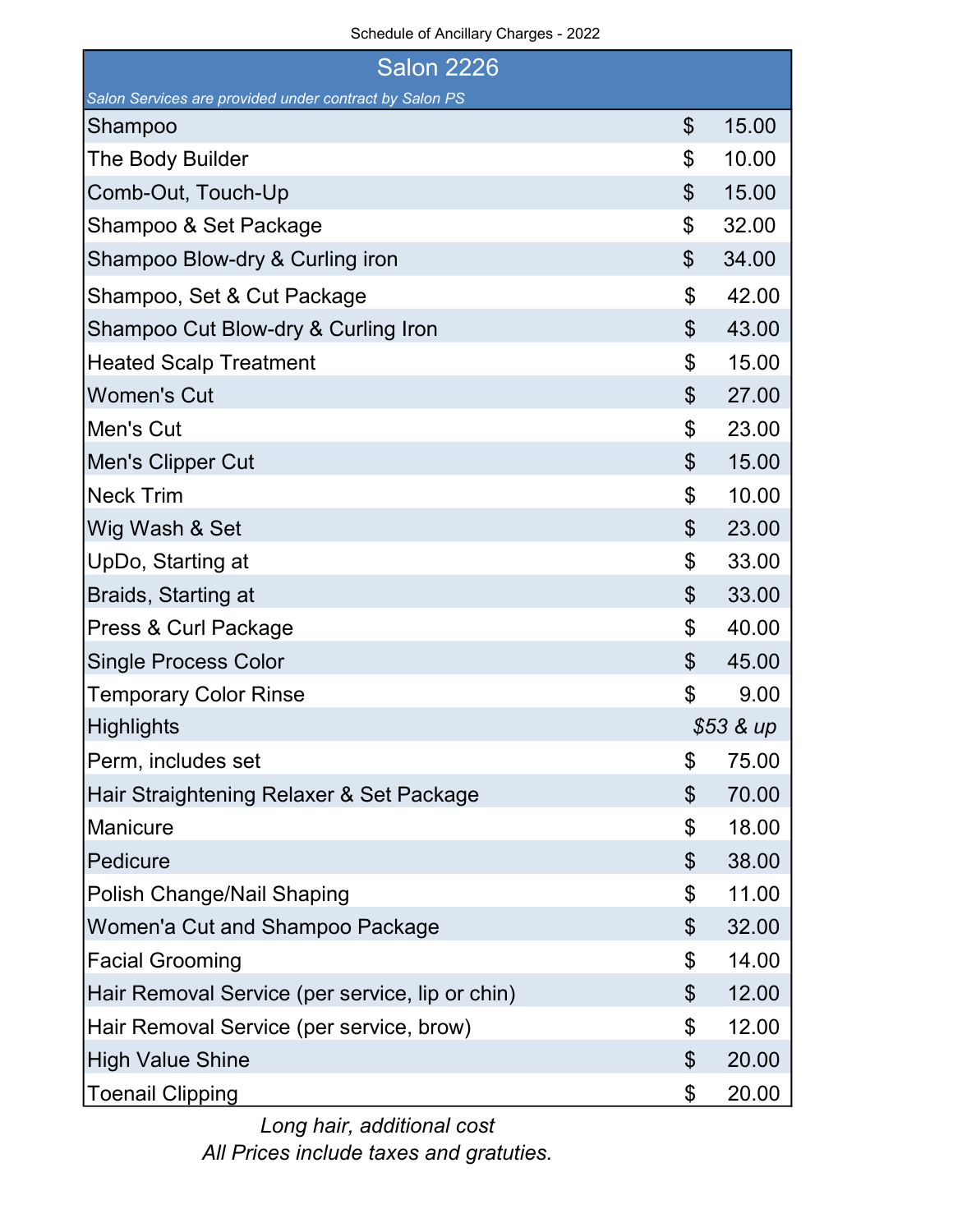Schedule of Ancillary Charges - 2022

## Salon 2226

*Salon Services are provided under contract by Salon PS*

| Service | Price |
|---|---|
| Shampoo | $ 15.00 |
| The Body Builder | $ 10.00 |
| Comb-Out, Touch-Up | $ 15.00 |
| Shampoo & Set Package | $ 32.00 |
| Shampoo Blow-dry & Curling iron | $ 34.00 |
| Shampoo, Set & Cut Package | $ 42.00 |
| Shampoo Cut Blow-dry & Curling Iron | $ 43.00 |
| Heated Scalp Treatment | $ 15.00 |
| Women's Cut | $ 27.00 |
| Men's Cut | $ 23.00 |
| Men's Clipper Cut | $ 15.00 |
| Neck Trim | $ 10.00 |
| Wig Wash & Set | $ 23.00 |
| UpDo, Starting at | $ 33.00 |
| Braids, Starting at | $ 33.00 |
| Press & Curl Package | $ 40.00 |
| Single Process Color | $ 45.00 |
| Temporary Color Rinse | $ 9.00 |
| Highlights | *$53 & up* |
| Perm, includes set | $ 75.00 |
| Hair Straightening Relaxer & Set Package | $ 70.00 |
| Manicure | $ 18.00 |
| Pedicure | $ 38.00 |
| Polish Change/Nail Shaping | $ 11.00 |
| Women'a Cut and Shampoo Package | $ 32.00 |
| Facial Grooming | $ 14.00 |
| Hair Removal Service (per service, lip or chin) | $ 12.00 |
| Hair Removal Service (per service, brow) | $ 12.00 |
| High Value Shine | $ 20.00 |
| Toenail Clipping | $ 20.00 |

*Long hair, additional cost*

*All Prices include taxes and gratuties.*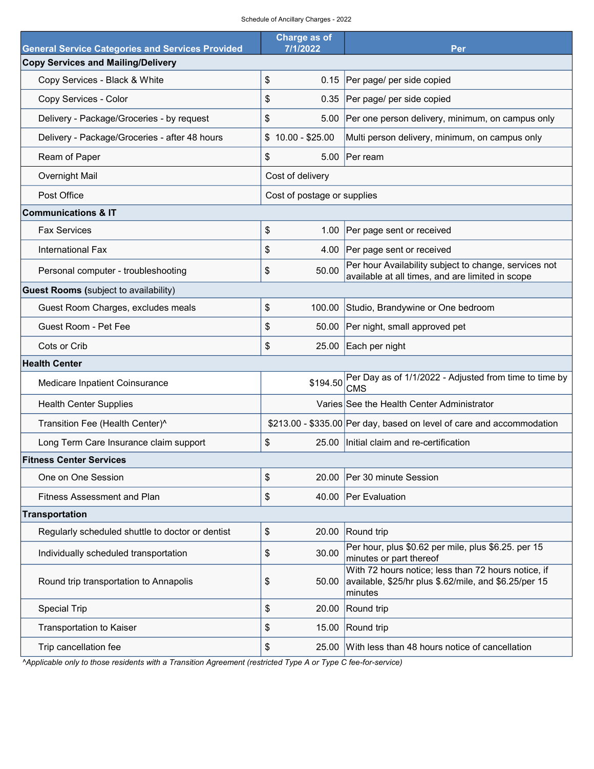Schedule of Ancillary Charges - 2022

| General Service Categories and Services Provided | Charge as of 7/1/2022 | Per |
|---|---|---|
| **Copy Services and Mailing/Delivery** | | |
| Copy Services - Black & White | $ 0.15 | Per page/ per side copied |
| Copy Services - Color | $ 0.35 | Per page/ per side copied |
| Delivery - Package/Groceries - by request | $ 5.00 | Per one person delivery, minimum, on campus only |
| Delivery - Package/Groceries - after 48 hours | $ 10.00 - $25.00 | Multi person delivery, minimum, on campus only |
| Ream of Paper | $ 5.00 | Per ream |
| Overnight Mail | Cost of delivery | |
| Post Office | Cost of postage or supplies | |
| **Communications & IT** | | |
| Fax Services | $ 1.00 | Per page sent or received |
| International Fax | $ 4.00 | Per page sent or received |
| Personal computer - troubleshooting | $ 50.00 | Per hour Availability subject to change, services not available at all times, and are limited in scope |
| **Guest Rooms** (subject to availability) | | |
| Guest Room Charges, excludes meals | $ 100.00 | Studio, Brandywine or One bedroom |
| Guest Room - Pet Fee | $ 50.00 | Per night, small approved pet |
| Cots or Crib | $ 25.00 | Each per night |
| **Health Center** | | |
| Medicare Inpatient Coinsurance | $194.50 | Per Day as of 1/1/2022 - Adjusted from time to time by CMS |
| Health Center Supplies | Varies | See the Health Center Administrator |
| Transition Fee (Health Center)^ | $213.00 - $335.00 | Per day, based on level of care and accommodation |
| Long Term Care Insurance claim support | $ 25.00 | Initial claim and re-certification |
| **Fitness Center Services** | | |
| One on One Session | $ 20.00 | Per 30 minute Session |
| Fitness Assessment and Plan | $ 40.00 | Per Evaluation |
| **Transportation** | | |
| Regularly scheduled shuttle to doctor or dentist | $ 20.00 | Round trip |
| Individually scheduled transportation | $ 30.00 | Per hour, plus $0.62 per mile, plus $6.25. per 15 minutes or part thereof |
| Round trip transportation to Annapolis | $ 50.00 | With 72 hours notice; less than 72 hours notice, if available, $25/hr plus $.62/mile, and $6.25/per 15 minutes |
| Special Trip | $ 20.00 | Round trip |
| Transportation to Kaiser | $ 15.00 | Round trip |
| Trip cancellation fee | $ 25.00 | With less than 48 hours notice of cancellation |

*^Applicable only to those residents with a Transition Agreement (restricted Type A or Type C fee-for-service)*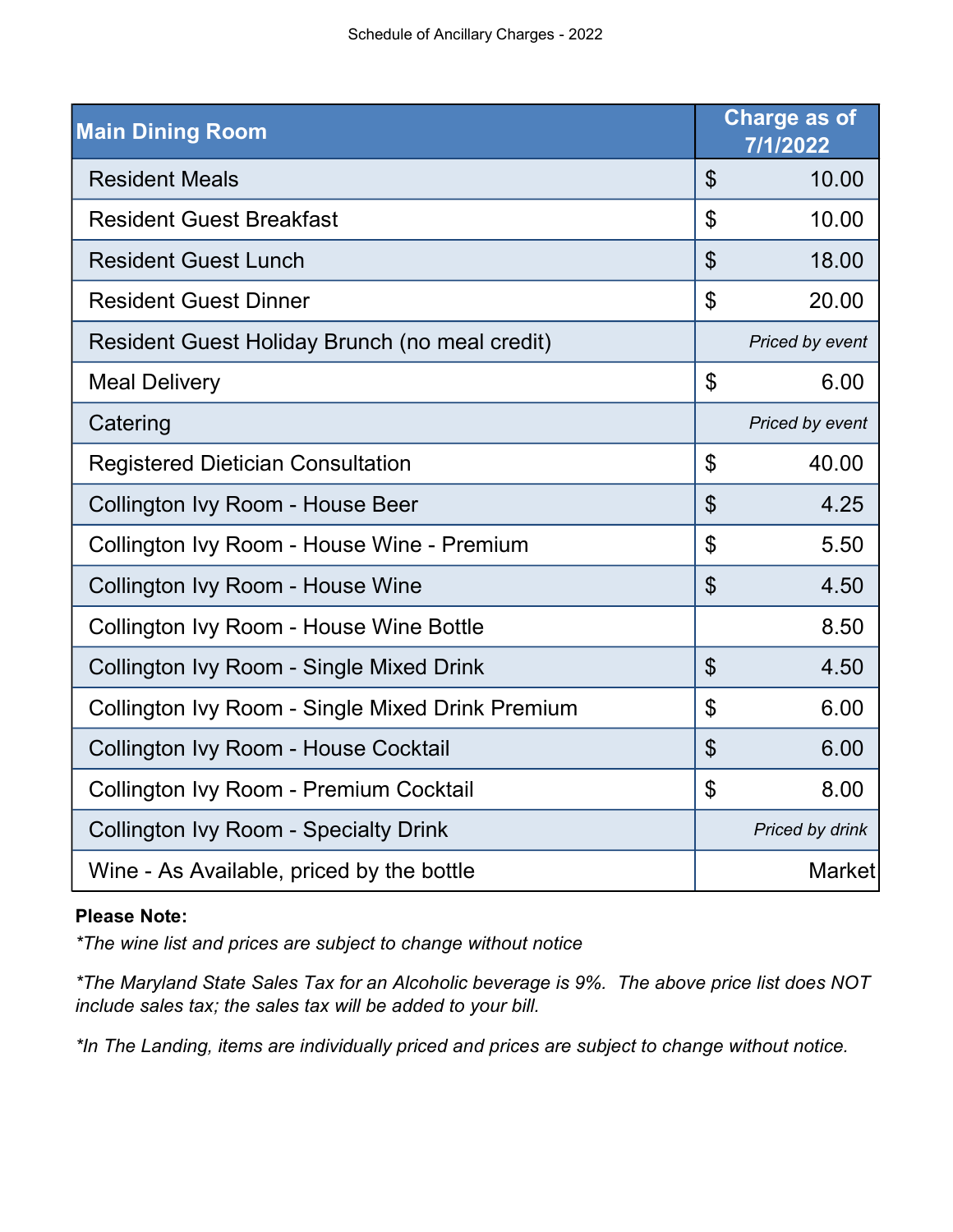Schedule of Ancillary Charges - 2022

| Main Dining Room | Charge as of 7/1/2022 |
|---|---|
| Resident Meals | $ 10.00 |
| Resident Guest Breakfast | $ 10.00 |
| Resident Guest Lunch | $ 18.00 |
| Resident Guest Dinner | $ 20.00 |
| Resident Guest Holiday Brunch (no meal credit) | *Priced by event* |
| Meal Delivery | $ 6.00 |
| Catering | *Priced by event* |
| Registered Dietician Consultation | $ 40.00 |
| Collington Ivy Room - House Beer | $ 4.25 |
| Collington Ivy Room - House Wine - Premium | $ 5.50 |
| Collington Ivy Room - House Wine | $ 4.50 |
| Collington Ivy Room - House Wine Bottle | 8.50 |
| Collington Ivy Room - Single Mixed Drink | $ 4.50 |
| Collington Ivy Room - Single Mixed Drink Premium | $ 6.00 |
| Collington Ivy Room - House Cocktail | $ 6.00 |
| Collington Ivy Room - Premium Cocktail | $ 8.00 |
| Collington Ivy Room - Specialty Drink | *Priced by drink* |
| Wine - As Available, priced by the bottle | Market |

**Please Note:**

*\*The wine list and prices are subject to change without notice*

*\*The Maryland State Sales Tax for an Alcoholic beverage is 9%. The above price list does NOT include sales tax; the sales tax will be added to your bill.*

*\*In The Landing, items are individually priced and prices are subject to change without notice.*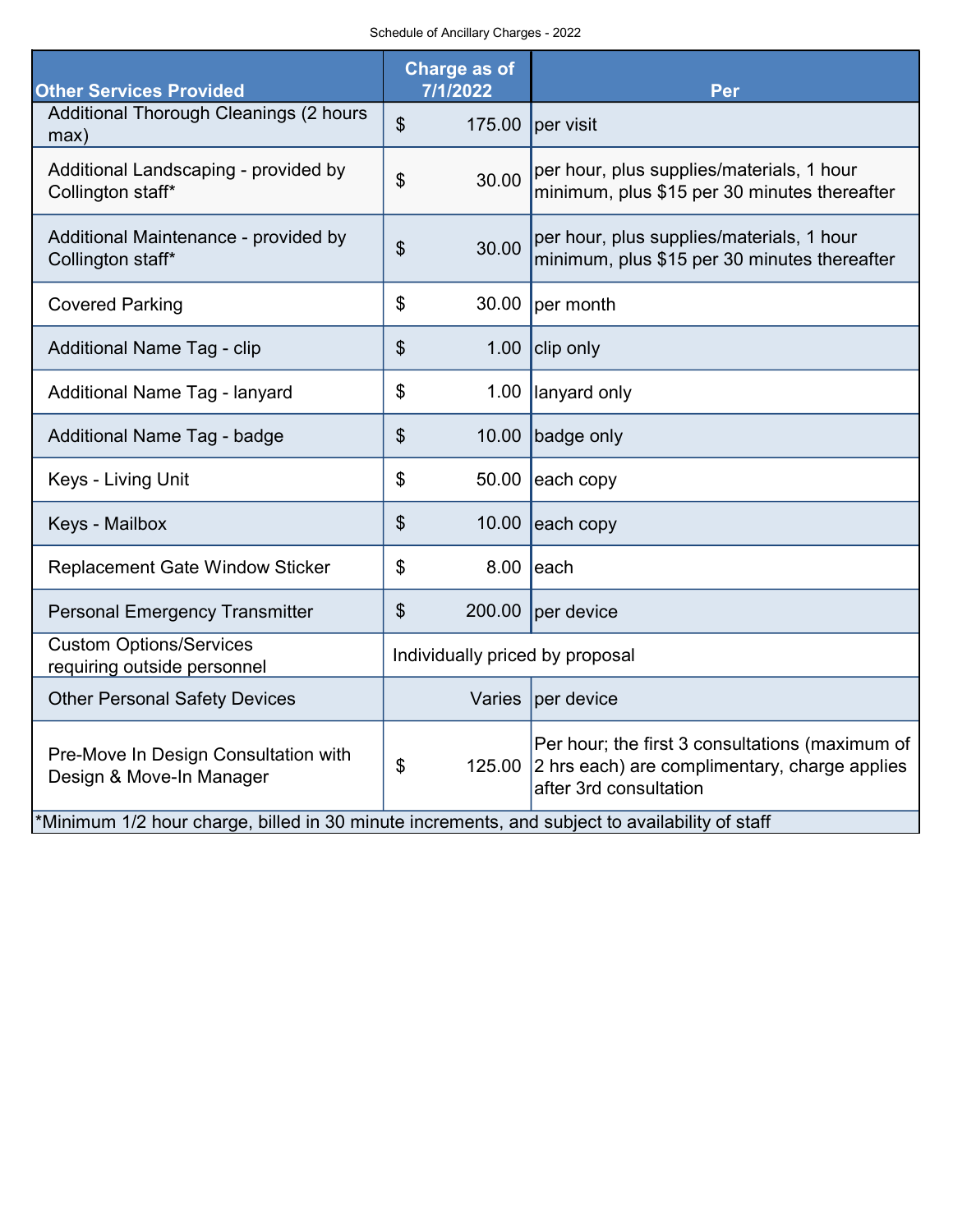Schedule of Ancillary Charges - 2022

| Other Services Provided | Charge as of 7/1/2022 | Per |
|---|---|---|
| Additional Thorough Cleanings (2 hours max) | $ 175.00 | per visit |
| Additional Landscaping - provided by Collington staff* | $ 30.00 | per hour, plus supplies/materials, 1 hour minimum, plus $15 per 30 minutes thereafter |
| Additional Maintenance - provided by Collington staff* | $ 30.00 | per hour, plus supplies/materials, 1 hour minimum, plus $15 per 30 minutes thereafter |
| Covered Parking | $ 30.00 | per month |
| Additional Name Tag - clip | $ 1.00 | clip only |
| Additional Name Tag - lanyard | $ 1.00 | lanyard only |
| Additional Name Tag - badge | $ 10.00 | badge only |
| Keys - Living Unit | $ 50.00 | each copy |
| Keys - Mailbox | $ 10.00 | each copy |
| Replacement Gate Window Sticker | $ 8.00 | each |
| Personal Emergency Transmitter | $ 200.00 | per device |
| Custom Options/Services requiring outside personnel | Individually priced by proposal | |
| Other Personal Safety Devices | Varies | per device |
| Pre-Move In Design Consultation with Design & Move-In Manager | $ 125.00 | Per hour; the first 3 consultations (maximum of 2 hrs each) are complimentary, charge applies after 3rd consultation |

*Minimum 1/2 hour charge, billed in 30 minute increments, and subject to availability of staff